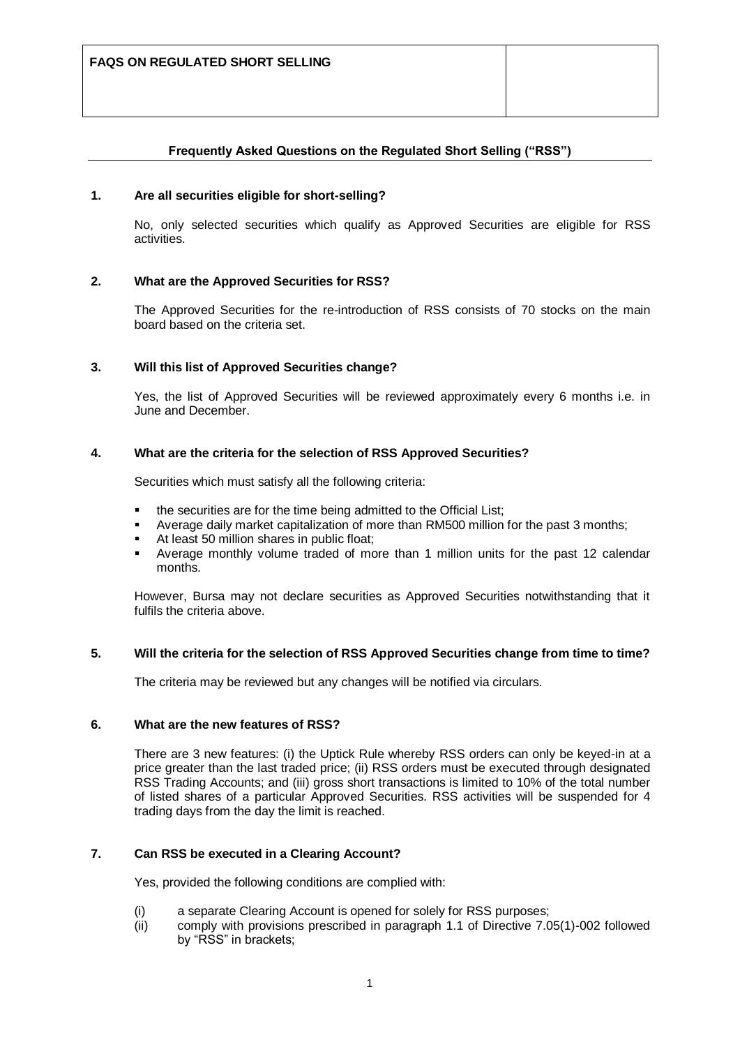**FAQS ON REGULATED SHORT SELLING**

## Frequently Asked Questions on the Regulated Short Selling ("RSS")

### 1. Are all securities eligible for short-selling?

No, only selected securities which qualify as Approved Securities are eligible for RSS activities.

### 2. What are the Approved Securities for RSS?

The Approved Securities for the re-introduction of RSS consists of 70 stocks on the main board based on the criteria set.

### 3. Will this list of Approved Securities change?

Yes, the list of Approved Securities will be reviewed approximately every 6 months i.e. in June and December.

### 4. What are the criteria for the selection of RSS Approved Securities?

Securities which must satisfy all the following criteria:

- the securities are for the time being admitted to the Official List;
- Average daily market capitalization of more than RM500 million for the past 3 months;
- At least 50 million shares in public float;
- Average monthly volume traded of more than 1 million units for the past 12 calendar months.

However, Bursa may not declare securities as Approved Securities notwithstanding that it fulfils the criteria above.

### 5. Will the criteria for the selection of RSS Approved Securities change from time to time?

The criteria may be reviewed but any changes will be notified via circulars.

### 6. What are the new features of RSS?

There are 3 new features: (i) the Uptick Rule whereby RSS orders can only be keyed-in at a price greater than the last traded price; (ii) RSS orders must be executed through designated RSS Trading Accounts; and (iii) gross short transactions is limited to 10% of the total number of listed shares of a particular Approved Securities. RSS activities will be suspended for 4 trading days from the day the limit is reached.

### 7. Can RSS be executed in a Clearing Account?

Yes, provided the following conditions are complied with:

(i) a separate Clearing Account is opened for solely for RSS purposes;
(ii) comply with provisions prescribed in paragraph 1.1 of Directive 7.05(1)-002 followed by "RSS" in brackets;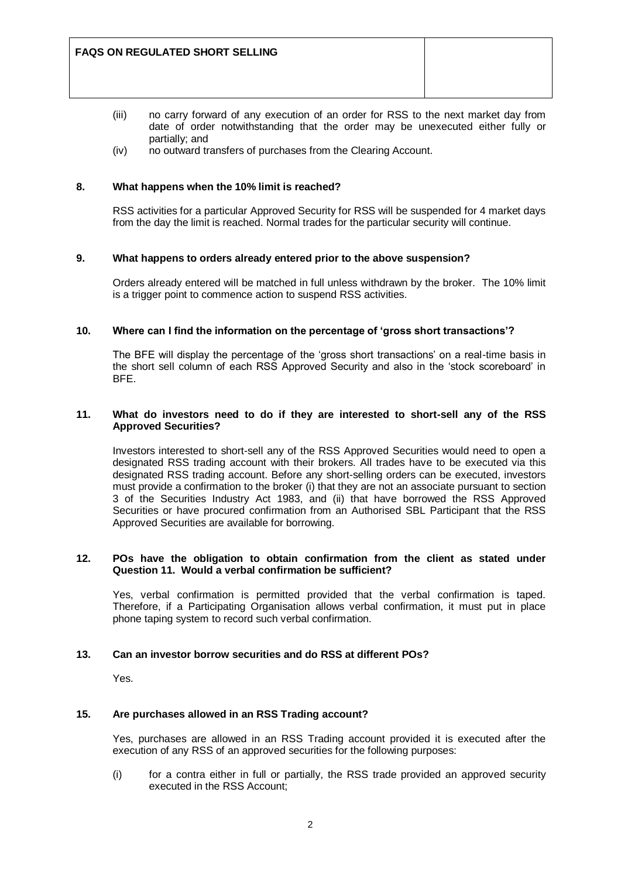(iii) no carry forward of any execution of an order for RSS to the next market day from date of order notwithstanding that the order may be unexecuted either fully or partially; and

(iv) no outward transfers of purchases from the Clearing Account.

**8. What happens when the 10% limit is reached?**

RSS activities for a particular Approved Security for RSS will be suspended for 4 market days from the day the limit is reached. Normal trades for the particular security will continue.

**9. What happens to orders already entered prior to the above suspension?**

Orders already entered will be matched in full unless withdrawn by the broker. The 10% limit is a trigger point to commence action to suspend RSS activities.

**10. Where can I find the information on the percentage of 'gross short transactions'?**

The BFE will display the percentage of the 'gross short transactions' on a real-time basis in the short sell column of each RSS Approved Security and also in the 'stock scoreboard' in BFE.

**11. What do investors need to do if they are interested to short-sell any of the RSS Approved Securities?**

Investors interested to short-sell any of the RSS Approved Securities would need to open a designated RSS trading account with their brokers. All trades have to be executed via this designated RSS trading account. Before any short-selling orders can be executed, investors must provide a confirmation to the broker (i) that they are not an associate pursuant to section 3 of the Securities Industry Act 1983, and (ii) that have borrowed the RSS Approved Securities or have procured confirmation from an Authorised SBL Participant that the RSS Approved Securities are available for borrowing.

**12. POs have the obligation to obtain confirmation from the client as stated under Question 11. Would a verbal confirmation be sufficient?**

Yes, verbal confirmation is permitted provided that the verbal confirmation is taped. Therefore, if a Participating Organisation allows verbal confirmation, it must put in place phone taping system to record such verbal confirmation.

**13. Can an investor borrow securities and do RSS at different POs?**

Yes.

**15. Are purchases allowed in an RSS Trading account?**

Yes, purchases are allowed in an RSS Trading account provided it is executed after the execution of any RSS of an approved securities for the following purposes:

(i) for a contra either in full or partially, the RSS trade provided an approved security executed in the RSS Account;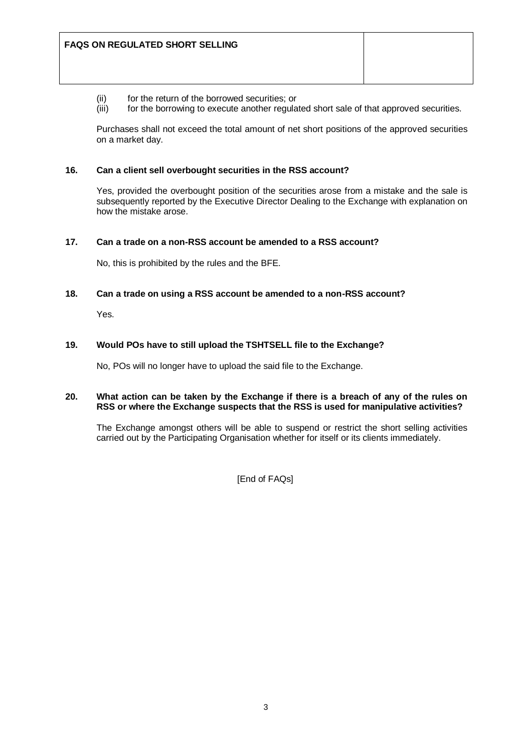(ii) for the return of the borrowed securities; or

(iii) for the borrowing to execute another regulated short sale of that approved securities.

Purchases shall not exceed the total amount of net short positions of the approved securities on a market day.

**16. Can a client sell overbought securities in the RSS account?**

Yes, provided the overbought position of the securities arose from a mistake and the sale is subsequently reported by the Executive Director Dealing to the Exchange with explanation on how the mistake arose.

**17. Can a trade on a non-RSS account be amended to a RSS account?**

No, this is prohibited by the rules and the BFE.

**18. Can a trade on using a RSS account be amended to a non-RSS account?**

Yes.

**19. Would POs have to still upload the TSHTSELL file to the Exchange?**

No, POs will no longer have to upload the said file to the Exchange.

**20. What action can be taken by the Exchange if there is a breach of any of the rules on RSS or where the Exchange suspects that the RSS is used for manipulative activities?**

The Exchange amongst others will be able to suspend or restrict the short selling activities carried out by the Participating Organisation whether for itself or its clients immediately.

[End of FAQs]